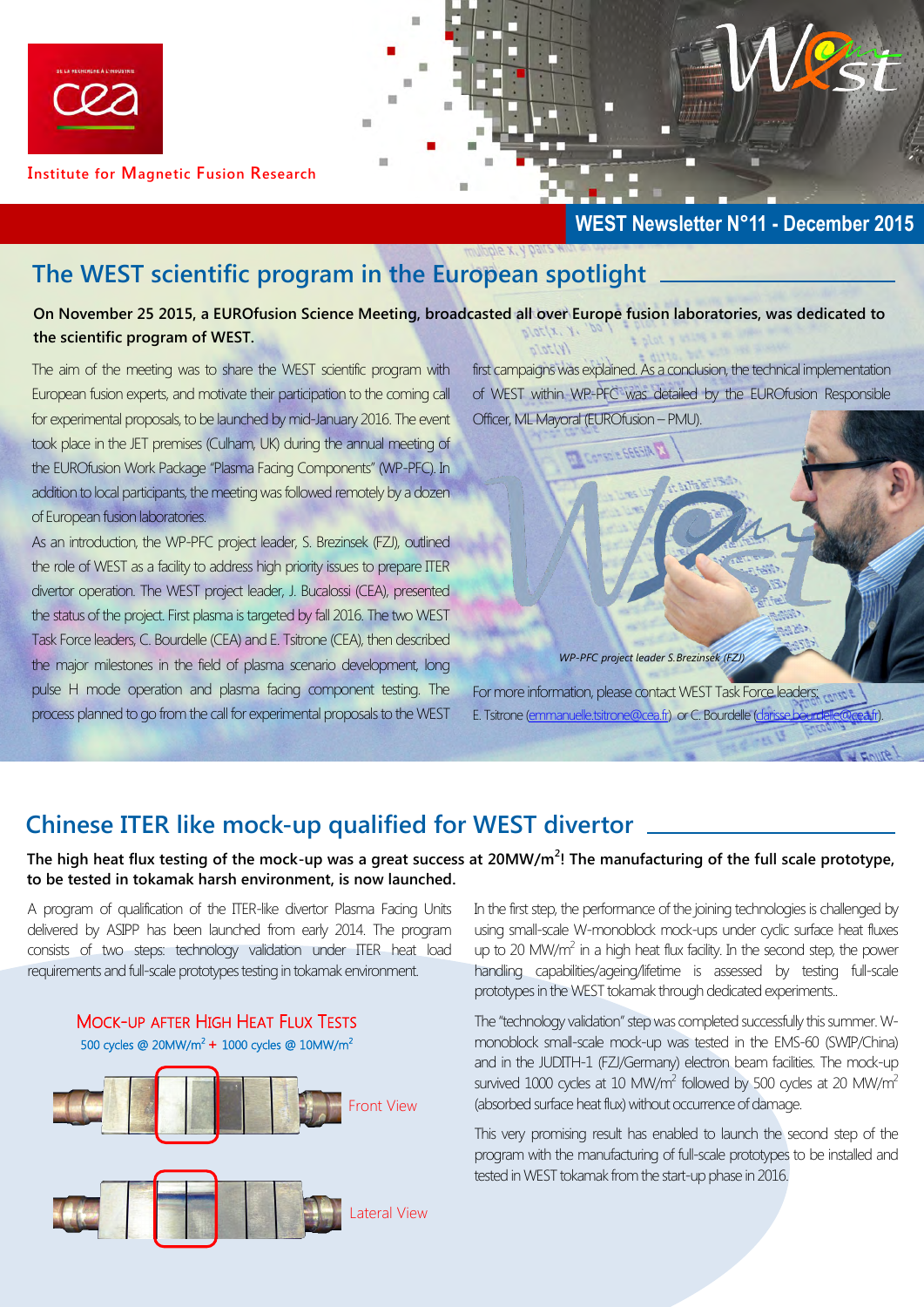Institute for Magnetic Fusion Research

**WEST Newsletter N°11 - December 2015**

## The WEST scientific program in the European spotlight

**On November 25 2015, a EUROfusion Science Meeting, broadcasted all over Europe fusion laboratories, was dedicated to the scientific program of WEST.**

The aim of the meeting was to share the WEST scientific program with European fusion experts, and motivate their participation to the coming call for experimental proposals, to be launched by mid-January 2016. The event took place in the JET premises (Culham, UK) during the annual meeting of the EUROfusion Work Package "Plasma Facing Components" (WP-PFC). In addition to local participants, the meeting was followed remotely by a dozen of European fusion laboratories.

As an introduction, the WP-PFC project leader, S. Brezinsek (FZJ), outlined the role of WEST as a facility to address high priority issues to prepare ITER divertor operation. The WEST project leader, J. Bucalossi (CEA), presented the status of the project. First plasma is targeted by fall 2016. The two WEST Task Force leaders, C. Bourdelle (CEA) and E. Tsitrone (CEA), then described the major milestones in the field of plasma scenario development, long pulse H mode operation and plasma facing component testing. The process planned to go from the call for experimental proposals to the WEST first campaigns was explained. As a conclusion, the technical implementation of WEST within WP-PFC was detailed by the EUROfusion Responsible Officer, ML Mayoral (EUROfusion – PMU).

*WP-PFC project leader S.Brezinsek (FZJ)*

For more information, please contact WEST Task Force leaders: E. Tsitrone (emmanuelle.tsitrone@cea.fr) or C. Bourdelle (clarisse.bourdelle@cea.fr).

## Chinese ITER like mock-up qualified for WEST divertor

**The high heat flux testing of the mock-up was a great success at 20MW/m$^2$! The manufacturing of the full scale prototype, to be tested in tokamak harsh environment, is now launched.**

A program of qualification of the ITER-like divertor Plasma Facing Units delivered by ASIPP has been launched from early 2014. The program consists of two steps: technology validation under ITER heat load requirements and full-scale prototypes testing in tokamak environment.

**Mock-up after High Heat Flux Tests**

500 cycles @ 20MW/m$^2$ + 1000 cycles @ 10MW/m$^2$

Front View

Lateral View

In the first step, the performance of the joining technologies is challenged by using small-scale W-monoblock mock-ups under cyclic surface heat fluxes up to 20 MW/m$^2$ in a high heat flux facility. In the second step, the power handling capabilities/ageing/lifetime is assessed by testing full-scale prototypes in the WEST tokamak through dedicated experiments..

The "technology validation" step was completed successfully this summer. W-monoblock small-scale mock-up was tested in the EMS-60 (SWIP/China) and in the JUDITH-1 (FZJ/Germany) electron beam facilities. The mock-up survived 1000 cycles at 10 MW/m$^2$ followed by 500 cycles at 20 MW/m$^2$ (absorbed surface heat flux) without occurrence of damage.

This very promising result has enabled to launch the second step of the program with the manufacturing of full-scale prototypes to be installed and tested in WEST tokamak from the start-up phase in 2016.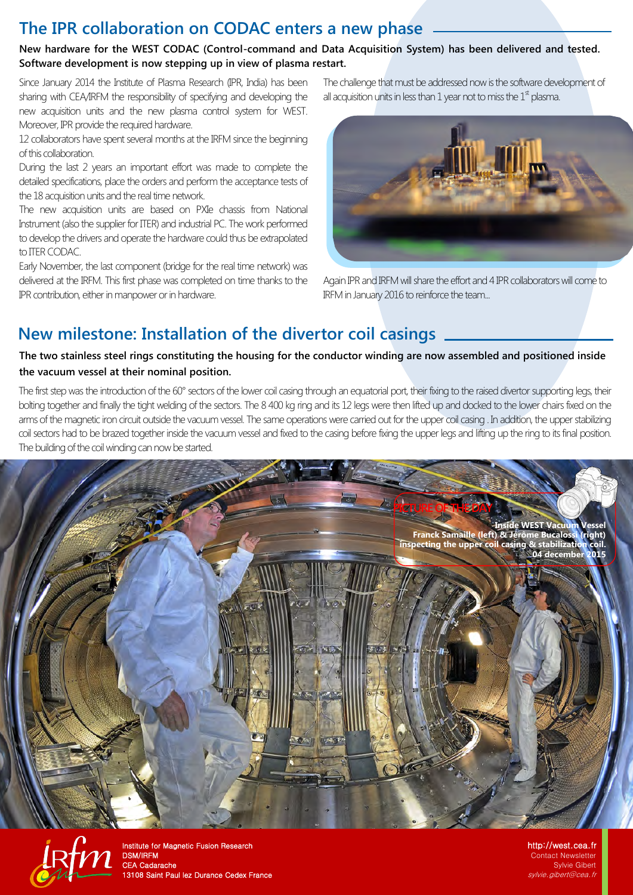## The IPR collaboration on CODAC enters a new phase

**New hardware for the WEST CODAC (Control-command and Data Acquisition System) has been delivered and tested. Software development is now stepping up in view of plasma restart.**

Since January 2014 the Institute of Plasma Research (IPR, India) has been sharing with CEA/IRFM the responsibility of specifying and developing the new acquisition units and the new plasma control system for WEST. Moreover, IPR provide the required hardware.

12 collaborators have spent several months at the IRFM since the beginning of this collaboration.

During the last 2 years an important effort was made to complete the detailed specifications, place the orders and perform the acceptance tests of the 18 acquisition units and the real time network.

The new acquisition units are based on PXIe chassis from National Instrument (also the supplier for ITER) and industrial PC. The work performed to develop the drivers and operate the hardware could thus be extrapolated to ITER CODAC.

Early November, the last component (bridge for the real time network) was delivered at the IRFM. This first phase was completed on time thanks to the IPR contribution, either in manpower or in hardware.

The challenge that must be addressed now is the software development of all acquisition units in less than 1 year not to miss the 1st plasma.

Again IPR and IRFM will share the effort and 4 IPR collaborators will come to IRFM in January 2016 to reinforce the team...

## New milestone: Installation of the divertor coil casings

**The two stainless steel rings constituting the housing for the conductor winding are now assembled and positioned inside the vacuum vessel at their nominal position.**

The first step was the introduction of the 60° sectors of the lower coil casing through an equatorial port, their fixing to the raised divertor supporting legs, their bolting together and finally the tight welding of the sectors. The 8 400 kg ring and its 12 legs were then lifted up and docked to the lower chairs fixed on the arms of the magnetic iron circuit outside the vacuum vessel. The same operations were carried out for the upper coil casing . In addition, the upper stabilizing coil sectors had to be brazed together inside the vacuum vessel and fixed to the casing before fixing the upper legs and lifting up the ring to its final position. The building of the coil winding can now be started.

PICTURE OF THE DAY

**Inside WEST Vacuum Vessel**
**Franck Samaille (left) & Jérôme Bucalossi (right) inspecting the upper coil casing & stabilization coil.**
**04 december 2015**

Institute for Magnetic Fusion Research
DSM/IRFM
CEA Cadarache
13108 Saint Paul lez Durance Cedex France

http://west.cea.fr
Contact Newsletter
Sylvie Gibert
*sylvie.gibert@cea.fr*